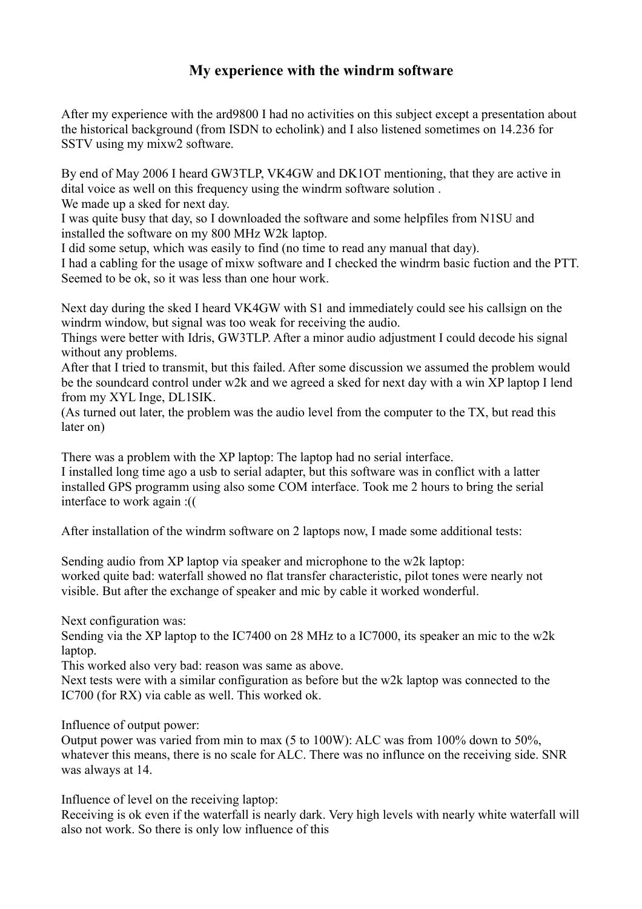# My experience with the windrm software

After my experience with the ard9800 I had no activities on this subject except a presentation about the historical background (from ISDN to echolink) and I also listened sometimes on 14.236 for SSTV using my mixw2 software.

By end of May 2006 I heard GW3TLP, VK4GW and DK1OT mentioning, that they are active in dital voice as well on this frequency using the windrm software solution .
We made up a sked for next day.
I was quite busy that day, so I downloaded the software and some helpfiles from N1SU and installed the software on my 800 MHz W2k laptop.
I did some setup, which was easily to find (no time to read any manual that day).
I had a cabling for the usage of mixw software and I checked the windrm basic fuction and the PTT. Seemed to be ok, so it was less than one hour work.

Next day during the sked I heard VK4GW with S1 and immediately could see his callsign on the windrm window, but signal was too weak for receiving the audio.
Things were better with Idris, GW3TLP. After a minor audio adjustment I could decode his signal without any problems.
After that I tried to transmit, but this failed. After some discussion we assumed the problem would be the soundcard control under w2k and we agreed a sked for next day with a win XP laptop I lend from my XYL Inge, DL1SIK.
(As turned out later, the problem was the audio level from the computer to the TX, but read this later on)

There was a problem with the XP laptop: The laptop had no serial interface.
I installed long time ago a usb to serial adapter, but this software was in conflict with a latter installed GPS programm using also some COM interface. Took me 2 hours to bring the serial interface to work again :((

After installation of the windrm software on 2 laptops now, I made some additional tests:

Sending audio from XP laptop via speaker and microphone to the w2k laptop:
worked quite bad: waterfall showed no flat transfer characteristic, pilot tones were nearly not visible. But after the exchange of speaker and mic by cable it worked wonderful.

Next configuration was:
Sending via the XP laptop to the IC7400 on 28 MHz to a IC7000, its speaker an mic to the w2k laptop.
This worked also very bad: reason was same as above.
Next tests were with a similar configuration as before but the w2k laptop was connected to the IC700 (for RX) via cable as well. This worked ok.

Influence of output power:
Output power was varied from min to max (5 to 100W): ALC was from 100% down to 50%, whatever this means, there is no scale for ALC. There was no influnce on the receiving side. SNR was always at 14.

Influence of level on the receiving laptop:
Receiving is ok even if the waterfall is nearly dark. Very high levels with nearly white waterfall will also not work. So there is only low influence of this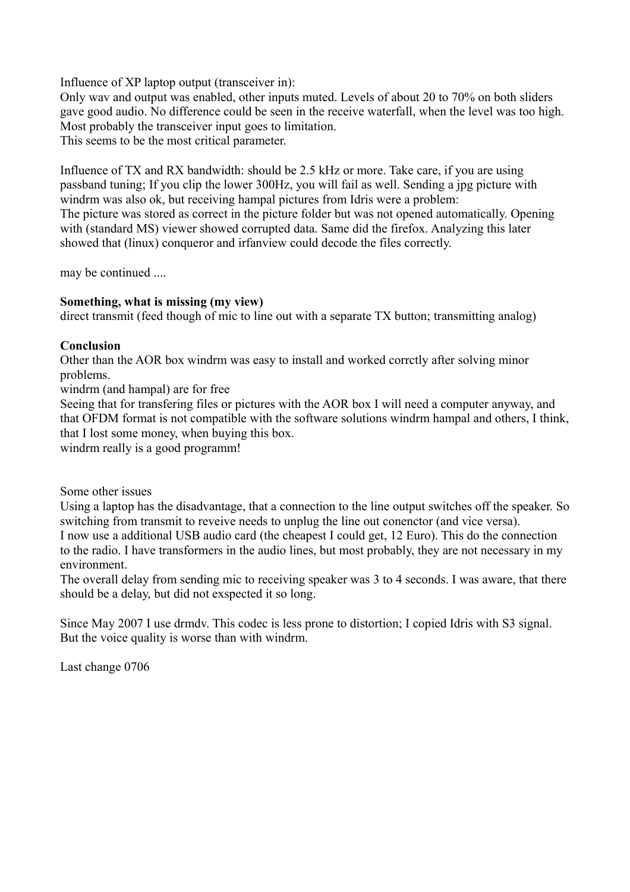Influence of XP laptop output (transceiver in):
Only wav and output was enabled, other inputs muted. Levels of about 20 to 70% on both sliders gave good audio. No difference could be seen in the receive waterfall, when the level was too high. Most probably the transceiver input goes to limitation.
This seems to be the most critical parameter.

Influence of TX and RX bandwidth: should be 2.5 kHz or more. Take care, if you are using passband tuning; If you clip the lower 300Hz, you will fail as well. Sending a jpg picture with windrm was also ok, but receiving hampal pictures from Idris were a problem:
The picture was stored as correct in the picture folder but was not opened automatically. Opening with (standard MS) viewer showed corrupted data. Same did the firefox. Analyzing this later showed that (linux) conqueror and irfanview could decode the files correctly.

may be continued ....

**Something, what is missing (my view)**
direct transmit (feed though of mic to line out with a separate TX button; transmitting analog)

**Conclusion**
Other than the AOR box windrm was easy to install and worked corrctly after solving minor problems.
windrm (and hampal) are for free
Seeing that for transfering files or pictures with the AOR box I will need a computer anyway, and that OFDM format is not compatible with the software solutions windrm hampal and others, I think, that I lost some money, when buying this box.
windrm really is a good programm!

Some other issues
Using a laptop has the disadvantage, that a connection to the line output switches off the speaker. So switching from transmit to reveive needs to unplug the line out conenctor (and vice versa).
I now use a additional USB audio card (the cheapest I could get, 12 Euro). This do the connection to the radio. I have transformers in the audio lines, but most probably, they are not necessary in my environment.
The overall delay from sending mic to receiving speaker was 3 to 4 seconds. I was aware, that there should be a delay, but did not exspected it so long.

Since May 2007 I use drmdv. This codec is less prone to distortion; I copied Idris with S3 signal. But the voice quality is worse than with windrm.

Last change 0706